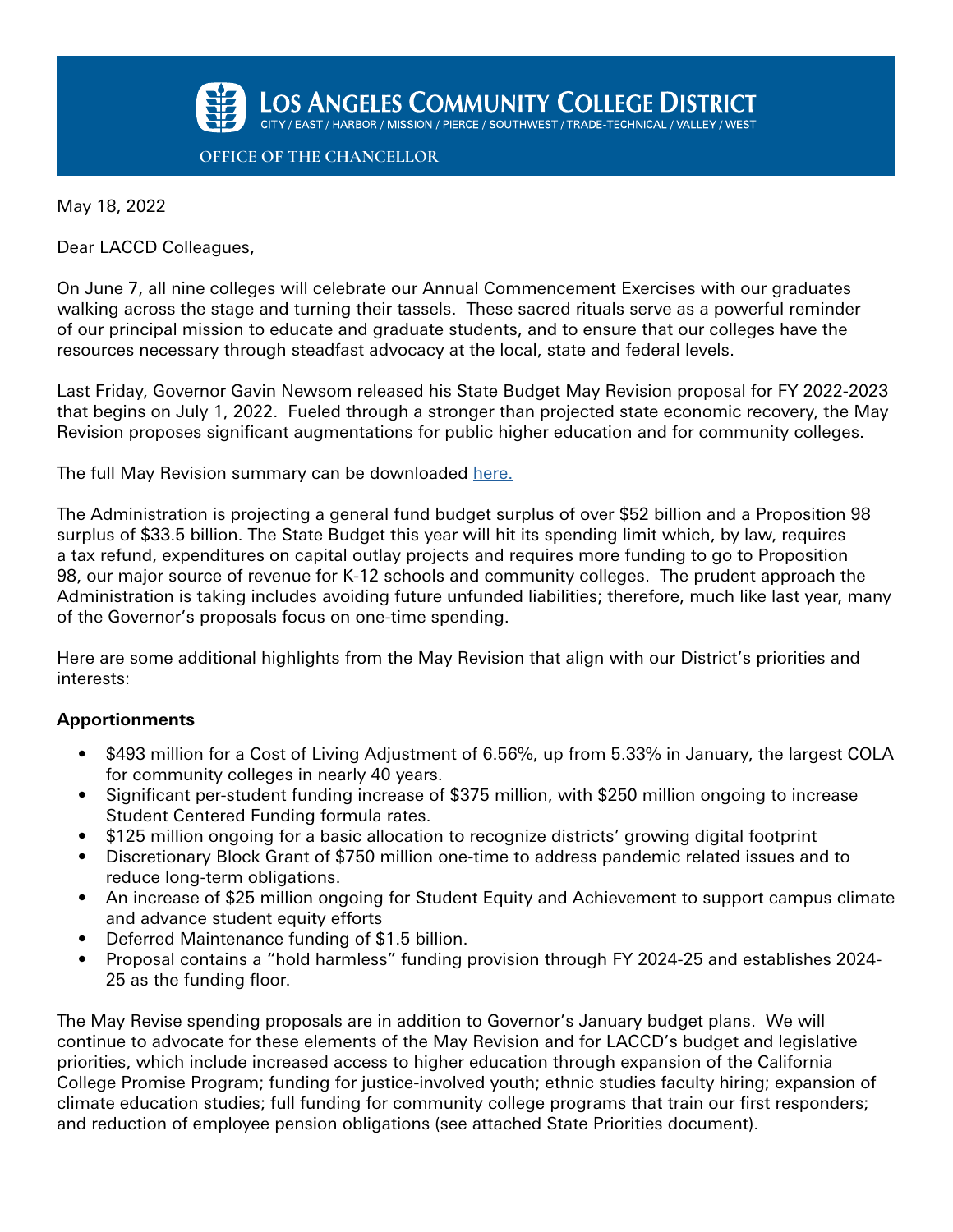**Los Angeles Community College District**

CITY / EAST / HARBOR / MISSION / PIERCE / SOUTHWEST / TRADE-TECHNICAL / VALLEY / WEST

OFFICE OF THE CHANCELLOR

May 18, 2022

Dear LACCD Colleagues,

On June 7, all nine colleges will celebrate our Annual Commencement Exercises with our graduates walking across the stage and turning their tassels. These sacred rituals serve as a powerful reminder of our principal mission to educate and graduate students, and to ensure that our colleges have the resources necessary through steadfast advocacy at the local, state and federal levels.

Last Friday, Governor Gavin Newsom released his State Budget May Revision proposal for FY 2022-2023 that begins on July 1, 2022. Fueled through a stronger than projected state economic recovery, the May Revision proposes significant augmentations for public higher education and for community colleges.

The full May Revision summary can be downloaded here.

The Administration is projecting a general fund budget surplus of over $52 billion and a Proposition 98 surplus of $33.5 billion. The State Budget this year will hit its spending limit which, by law, requires a tax refund, expenditures on capital outlay projects and requires more funding to go to Proposition 98, our major source of revenue for K-12 schools and community colleges. The prudent approach the Administration is taking includes avoiding future unfunded liabilities; therefore, much like last year, many of the Governor's proposals focus on one-time spending.

Here are some additional highlights from the May Revision that align with our District's priorities and interests:

**Apportionments**

- $493 million for a Cost of Living Adjustment of 6.56%, up from 5.33% in January, the largest COLA for community colleges in nearly 40 years.
- Significant per-student funding increase of $375 million, with $250 million ongoing to increase Student Centered Funding formula rates.
- $125 million ongoing for a basic allocation to recognize districts' growing digital footprint
- Discretionary Block Grant of $750 million one-time to address pandemic related issues and to reduce long-term obligations.
- An increase of $25 million ongoing for Student Equity and Achievement to support campus climate and advance student equity efforts
- Deferred Maintenance funding of $1.5 billion.
- Proposal contains a "hold harmless" funding provision through FY 2024-25 and establishes 2024-25 as the funding floor.

The May Revise spending proposals are in addition to Governor's January budget plans. We will continue to advocate for these elements of the May Revision and for LACCD's budget and legislative priorities, which include increased access to higher education through expansion of the California College Promise Program; funding for justice-involved youth; ethnic studies faculty hiring; expansion of climate education studies; full funding for community college programs that train our first responders; and reduction of employee pension obligations (see attached State Priorities document).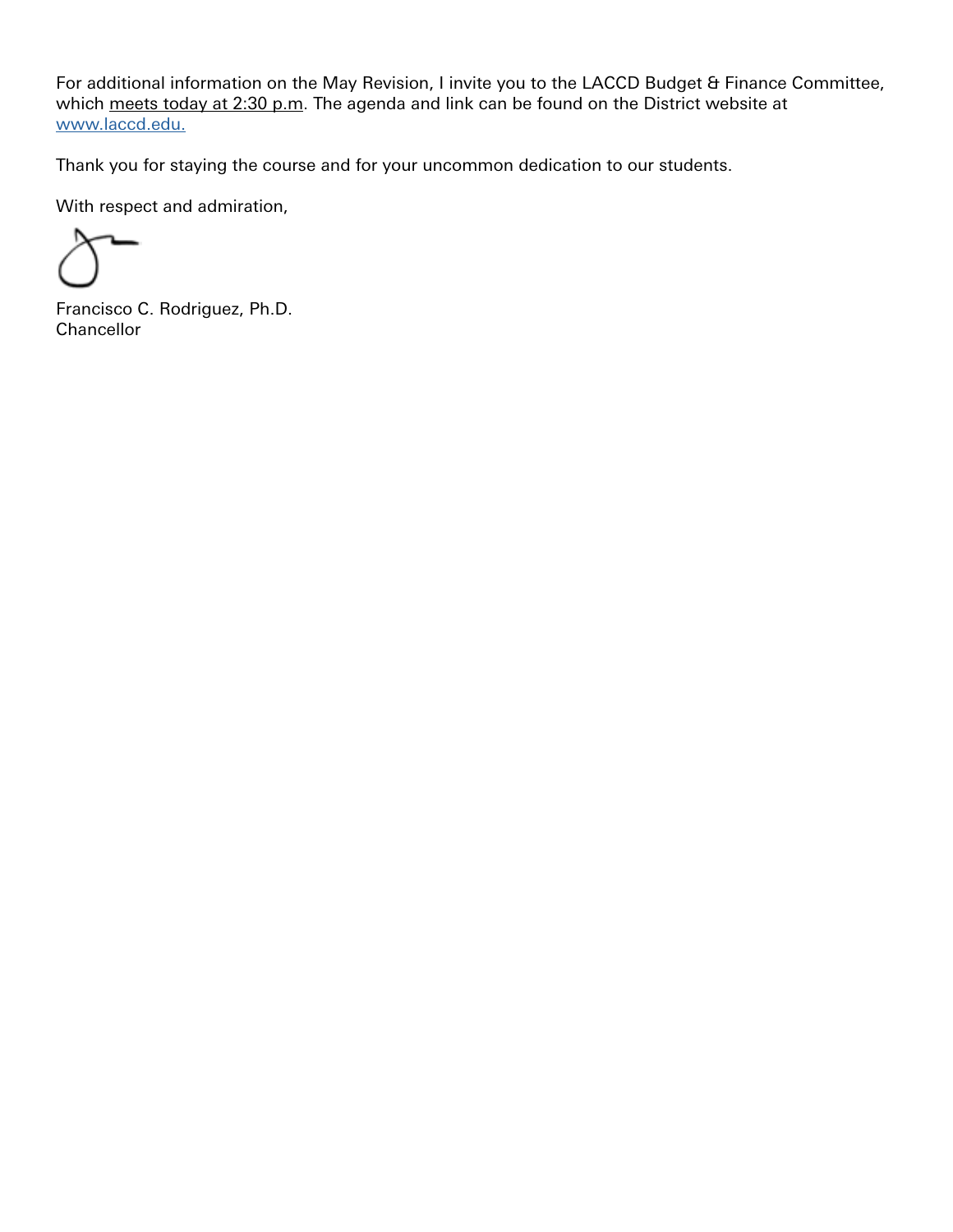For additional information on the May Revision, I invite you to the LACCD Budget & Finance Committee, which meets today at 2:30 p.m. The agenda and link can be found on the District website at [www.laccd.edu.](http://www.laccd.edu)

Thank you for staying the course and for your uncommon dedication to our students.

With respect and admiration,

Francisco C. Rodriguez, Ph.D.
Chancellor